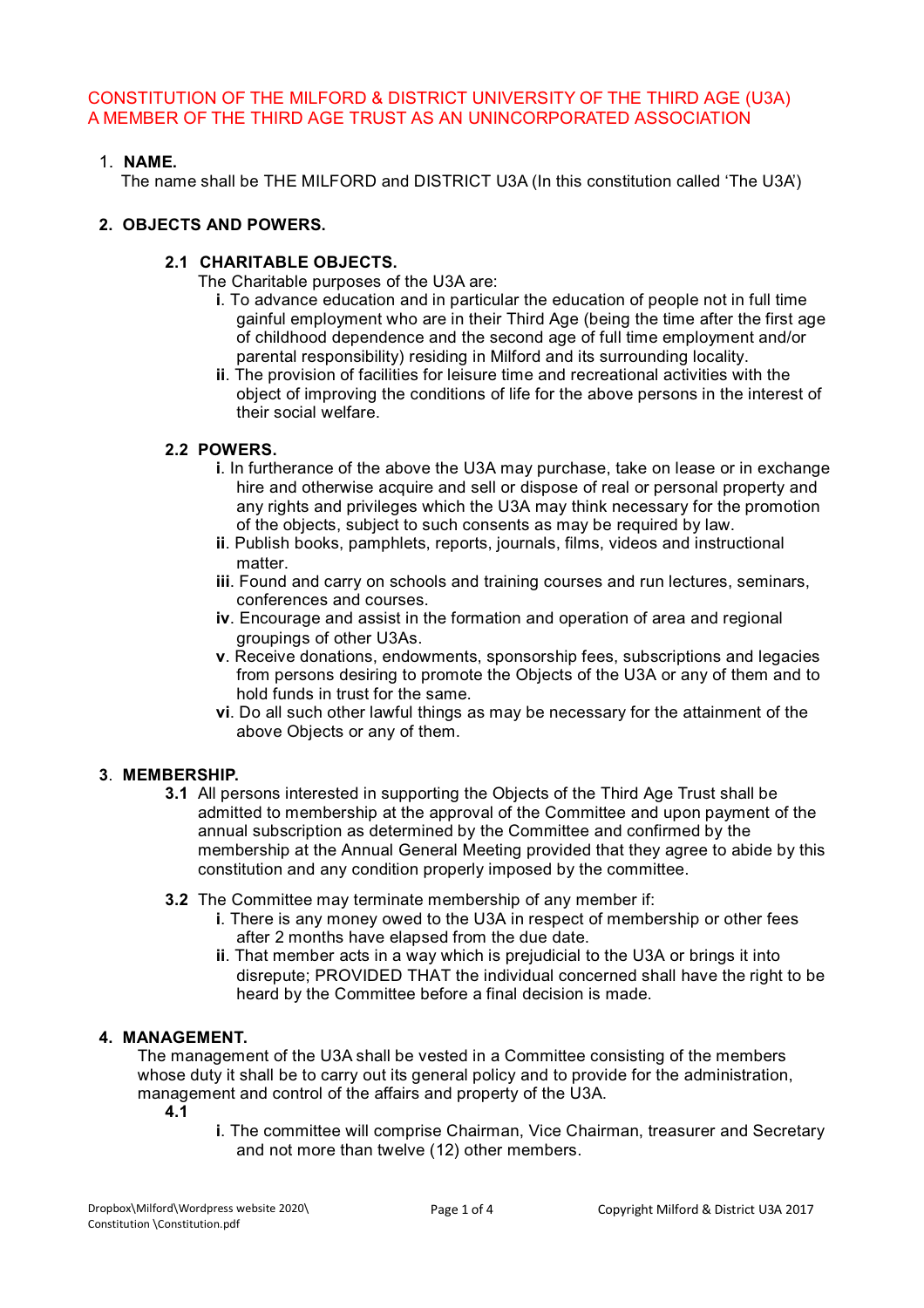# CONSTITUTION OF THE MILFORD & DISTRICT UNIVERSITY OF THE THIRD AGE (U3A) A MEMBER OF THE THIRD AGE TRUST AS AN UNINCORPORATED ASSOCIATION

## 1. NAME.

The name shall be THE MILFORD and DISTRICT U3A (In this constitution called 'The U3A')

## 2. OBJECTS AND POWERS.

### 2.1 CHARITABLE OBJECTS.

The Charitable purposes of the U3A are:

- **i**. To advance education and in particular the education of people not in full time gainful employment who are in their Third Age (being the time after the first age of childhood dependence and the second age of full time employment and/or parental responsibility) residing in Milford and its surrounding locality.
- **ii**. The provision of facilities for leisure time and recreational activities with the object of improving the conditions of life for the above persons in the interest of their social welfare.

### 2.2 POWERS.

- **i**. In furtherance of the above the U3A may purchase, take on lease or in exchange hire and otherwise acquire and sell or dispose of real or personal property and any rights and privileges which the U3A may think necessary for the promotion of the objects, subject to such consents as may be required by law.
- **ii**. Publish books, pamphlets, reports, journals, films, videos and instructional matter.
- **iii**. Found and carry on schools and training courses and run lectures, seminars, conferences and courses.
- **iv**. Encourage and assist in the formation and operation of area and regional groupings of other U3As.
- **v**. Receive donations, endowments, sponsorship fees, subscriptions and legacies from persons desiring to promote the Objects of the U3A or any of them and to hold funds in trust for the same.
- **vi**. Do all such other lawful things as may be necessary for the attainment of the above Objects or any of them.

## 3. MEMBERSHIP.

**3.1** All persons interested in supporting the Objects of the Third Age Trust shall be admitted to membership at the approval of the Committee and upon payment of the annual subscription as determined by the Committee and confirmed by the membership at the Annual General Meeting provided that they agree to abide by this constitution and any condition properly imposed by the committee.

**3.2** The Committee may terminate membership of any member if:

- **i**. There is any money owed to the U3A in respect of membership or other fees after 2 months have elapsed from the due date.
- **ii**. That member acts in a way which is prejudicial to the U3A or brings it into disrepute; PROVIDED THAT the individual concerned shall have the right to be heard by the Committee before a final decision is made.

## 4. MANAGEMENT.

The management of the U3A shall be vested in a Committee consisting of the members whose duty it shall be to carry out its general policy and to provide for the administration, management and control of the affairs and property of the U3A.

**4.1**

- **i**. The committee will comprise Chairman, Vice Chairman, treasurer and Secretary and not more than twelve (12) other members.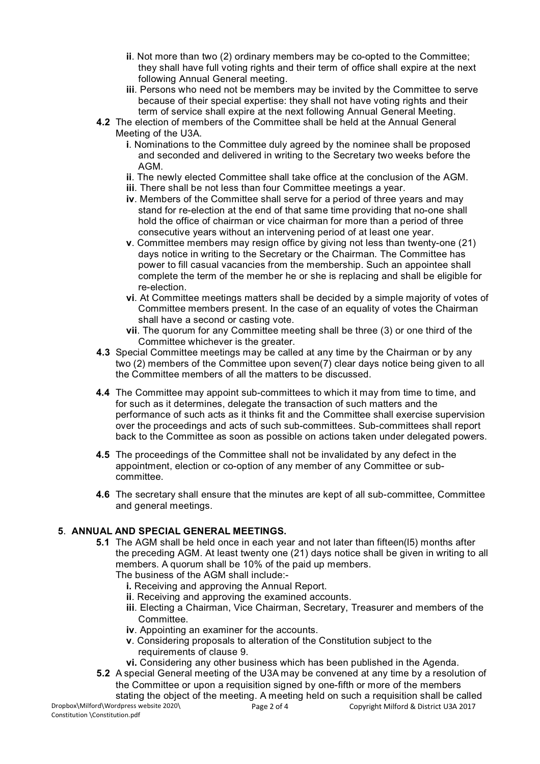- **ii**. Not more than two (2) ordinary members may be co-opted to the Committee; they shall have full voting rights and their term of office shall expire at the next following Annual General meeting.
- **iii**. Persons who need not be members may be invited by the Committee to serve because of their special expertise: they shall not have voting rights and their term of service shall expire at the next following Annual General Meeting.

**4.2** The election of members of the Committee shall be held at the Annual General Meeting of the U3A.

- **i**. Nominations to the Committee duly agreed by the nominee shall be proposed and seconded and delivered in writing to the Secretary two weeks before the AGM.
- **ii**. The newly elected Committee shall take office at the conclusion of the AGM.
- **iii**. There shall be not less than four Committee meetings a year.
- **iv**. Members of the Committee shall serve for a period of three years and may stand for re-election at the end of that same time providing that no-one shall hold the office of chairman or vice chairman for more than a period of three consecutive years without an intervening period of at least one year.
- **v**. Committee members may resign office by giving not less than twenty-one (21) days notice in writing to the Secretary or the Chairman. The Committee has power to fill casual vacancies from the membership. Such an appointee shall complete the term of the member he or she is replacing and shall be eligible for re-election.
- **vi**. At Committee meetings matters shall be decided by a simple majority of votes of Committee members present. In the case of an equality of votes the Chairman shall have a second or casting vote.
- **vii**. The quorum for any Committee meeting shall be three (3) or one third of the Committee whichever is the greater.

**4.3** Special Committee meetings may be called at any time by the Chairman or by any two (2) members of the Committee upon seven(7) clear days notice being given to all the Committee members of all the matters to be discussed.

**4.4** The Committee may appoint sub-committees to which it may from time to time, and for such as it determines, delegate the transaction of such matters and the performance of such acts as it thinks fit and the Committee shall exercise supervision over the proceedings and acts of such sub-committees. Sub-committees shall report back to the Committee as soon as possible on actions taken under delegated powers.

**4.5** The proceedings of the Committee shall not be invalidated by any defect in the appointment, election or co-option of any member of any Committee or sub-committee.

**4.6** The secretary shall ensure that the minutes are kept of all sub-committee, Committee and general meetings.

## 5. ANNUAL AND SPECIAL GENERAL MEETINGS.

**5.1** The AGM shall be held once in each year and not later than fifteen(I5) months after the preceding AGM. At least twenty one (21) days notice shall be given in writing to all members. A quorum shall be 10% of the paid up members.

The business of the AGM shall include:-

- **i.** Receiving and approving the Annual Report.
- **ii**. Receiving and approving the examined accounts.
- **iii**. Electing a Chairman, Vice Chairman, Secretary, Treasurer and members of the Committee.
- **iv**. Appointing an examiner for the accounts.
- **v**. Considering proposals to alteration of the Constitution subject to the requirements of clause 9.
- **vi.** Considering any other business which has been published in the Agenda.

**5.2** A special General meeting of the U3A may be convened at any time by a resolution of the Committee or upon a requisition signed by one-fifth or more of the members stating the object of the meeting. A meeting held on such a requisition shall be called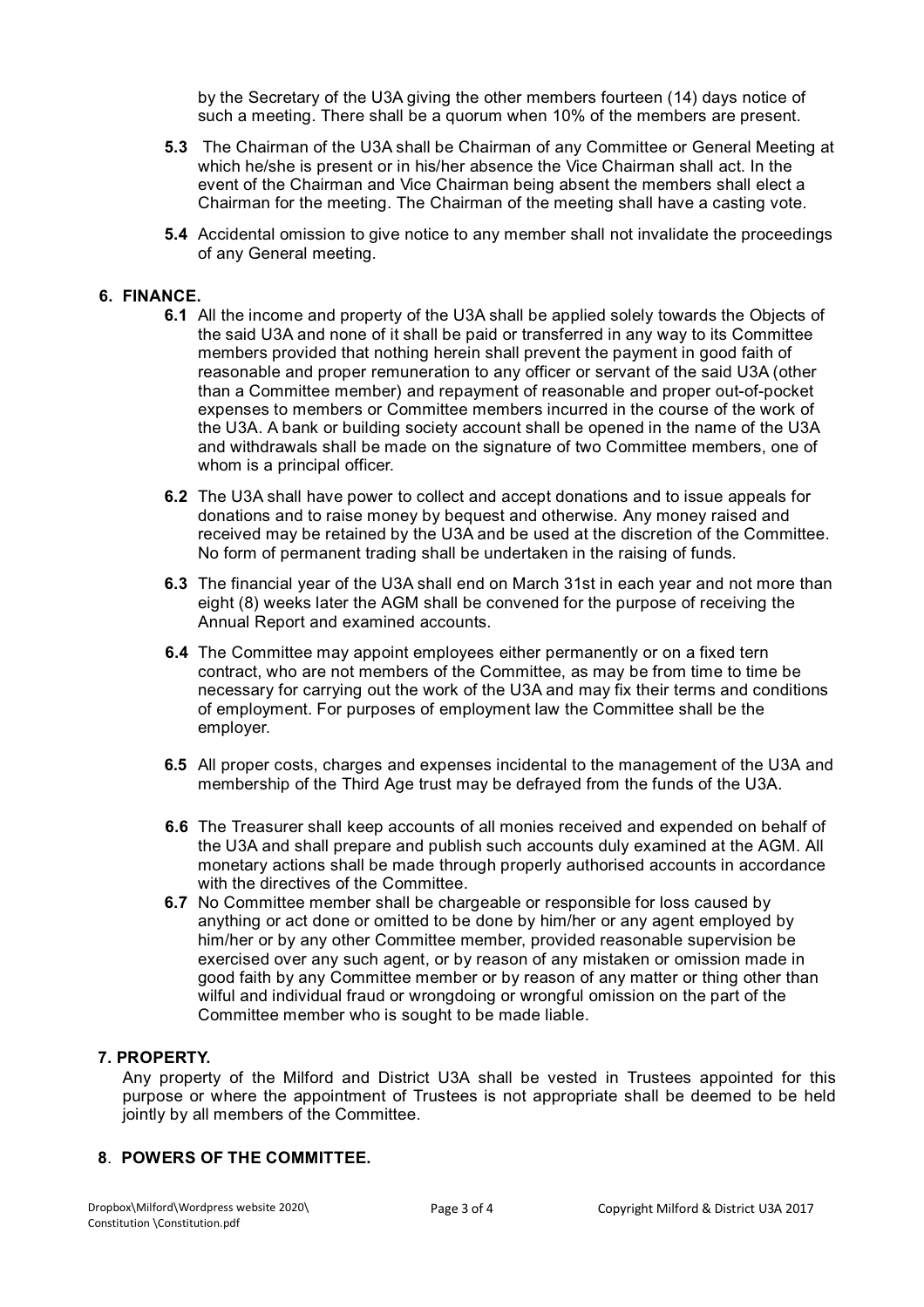by the Secretary of the U3A giving the other members fourteen (14) days notice of such a meeting. There shall be a quorum when 10% of the members are present.

**5.3** The Chairman of the U3A shall be Chairman of any Committee or General Meeting at which he/she is present or in his/her absence the Vice Chairman shall act. In the event of the Chairman and Vice Chairman being absent the members shall elect a Chairman for the meeting. The Chairman of the meeting shall have a casting vote.

**5.4** Accidental omission to give notice to any member shall not invalidate the proceedings of any General meeting.

## 6. FINANCE.

**6.1** All the income and property of the U3A shall be applied solely towards the Objects of the said U3A and none of it shall be paid or transferred in any way to its Committee members provided that nothing herein shall prevent the payment in good faith of reasonable and proper remuneration to any officer or servant of the said U3A (other than a Committee member) and repayment of reasonable and proper out-of-pocket expenses to members or Committee members incurred in the course of the work of the U3A. A bank or building society account shall be opened in the name of the U3A and withdrawals shall be made on the signature of two Committee members, one of whom is a principal officer.

**6.2** The U3A shall have power to collect and accept donations and to issue appeals for donations and to raise money by bequest and otherwise. Any money raised and received may be retained by the U3A and be used at the discretion of the Committee. No form of permanent trading shall be undertaken in the raising of funds.

**6.3** The financial year of the U3A shall end on March 31st in each year and not more than eight (8) weeks later the AGM shall be convened for the purpose of receiving the Annual Report and examined accounts.

**6.4** The Committee may appoint employees either permanently or on a fixed tern contract, who are not members of the Committee, as may be from time to time be necessary for carrying out the work of the U3A and may fix their terms and conditions of employment. For purposes of employment law the Committee shall be the employer.

**6.5** All proper costs, charges and expenses incidental to the management of the U3A and membership of the Third Age trust may be defrayed from the funds of the U3A.

**6.6** The Treasurer shall keep accounts of all monies received and expended on behalf of the U3A and shall prepare and publish such accounts duly examined at the AGM. All monetary actions shall be made through properly authorised accounts in accordance with the directives of the Committee.

**6.7** No Committee member shall be chargeable or responsible for loss caused by anything or act done or omitted to be done by him/her or any agent employed by him/her or by any other Committee member, provided reasonable supervision be exercised over any such agent, or by reason of any mistaken or omission made in good faith by any Committee member or by reason of any matter or thing other than wilful and individual fraud or wrongdoing or wrongful omission on the part of the Committee member who is sought to be made liable.

## 7. PROPERTY.

Any property of the Milford and District U3A shall be vested in Trustees appointed for this purpose or where the appointment of Trustees is not appropriate shall be deemed to be held jointly by all members of the Committee.

## 8. POWERS OF THE COMMITTEE.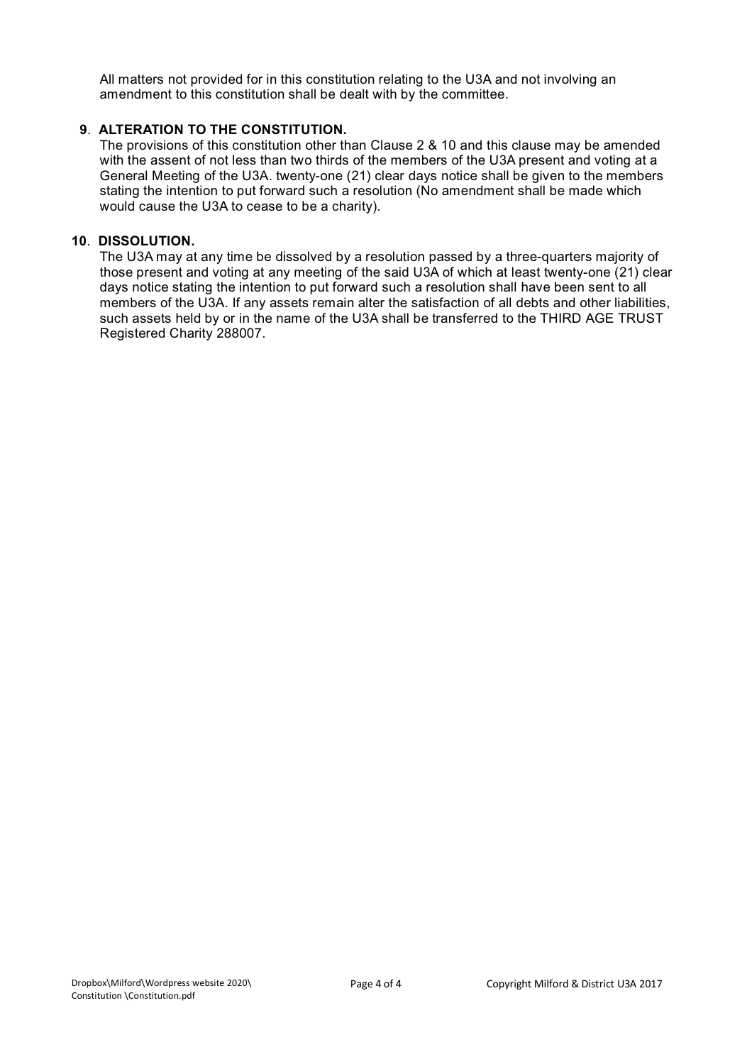All matters not provided for in this constitution relating to the U3A and not involving an amendment to this constitution shall be dealt with by the committee.

## 9. ALTERATION TO THE CONSTITUTION.

The provisions of this constitution other than Clause 2 & 10 and this clause may be amended with the assent of not less than two thirds of the members of the U3A present and voting at a General Meeting of the U3A. twenty-one (21) clear days notice shall be given to the members stating the intention to put forward such a resolution (No amendment shall be made which would cause the U3A to cease to be a charity).

## 10. DISSOLUTION.

The U3A may at any time be dissolved by a resolution passed by a three-quarters majority of those present and voting at any meeting of the said U3A of which at least twenty-one (21) clear days notice stating the intention to put forward such a resolution shall have been sent to all members of the U3A. If any assets remain alter the satisfaction of all debts and other liabilities, such assets held by or in the name of the U3A shall be transferred to the THIRD AGE TRUST Registered Charity 288007.